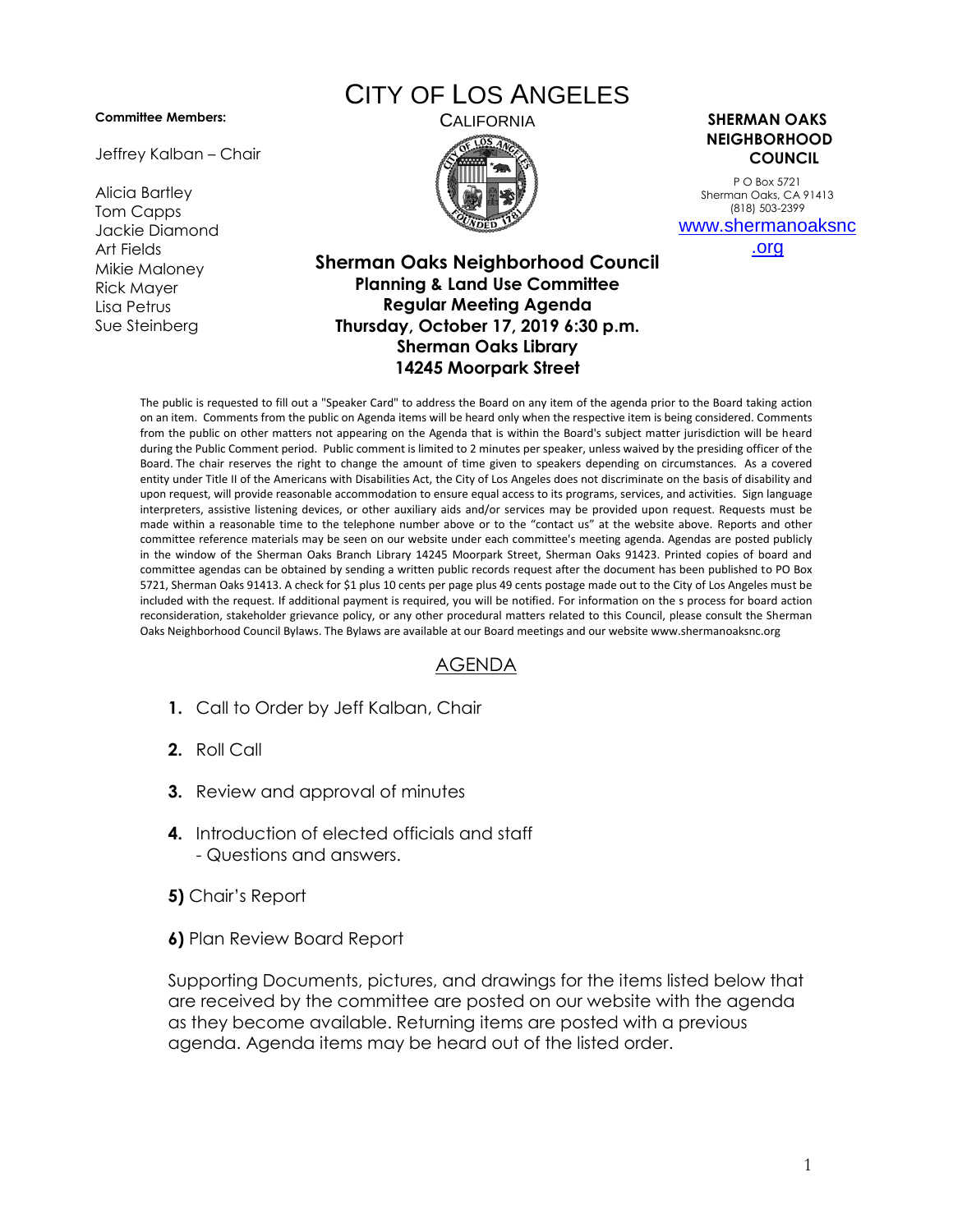# CITY OF LOS ANGELES

CALIFORNIA

**Committee Members:**

Jeffrey Kalban – Chair

Alicia Bartley
Tom Capps
Jackie Diamond
Art Fields
Mikie Maloney
Rick Mayer
Lisa Petrus
Sue Steinberg

**SHERMAN OAKS NEIGHBORHOOD COUNCIL**

P O Box 5721
Sherman Oaks, CA 91413
(818) 503-2399
www.shermanoaksnc.org

## Sherman Oaks Neighborhood Council
### Planning & Land Use Committee
### Regular Meeting Agenda
### Thursday, October 17, 2019 6:30 p.m.
### Sherman Oaks Library
### 14245 Moorpark Street

The public is requested to fill out a "Speaker Card" to address the Board on any item of the agenda prior to the Board taking action on an item. Comments from the public on Agenda items will be heard only when the respective item is being considered. Comments from the public on other matters not appearing on the Agenda that is within the Board's subject matter jurisdiction will be heard during the Public Comment period. Public comment is limited to 2 minutes per speaker, unless waived by the presiding officer of the Board. The chair reserves the right to change the amount of time given to speakers depending on circumstances. As a covered entity under Title II of the Americans with Disabilities Act, the City of Los Angeles does not discriminate on the basis of disability and upon request, will provide reasonable accommodation to ensure equal access to its programs, services, and activities. Sign language interpreters, assistive listening devices, or other auxiliary aids and/or services may be provided upon request. Requests must be made within a reasonable time to the telephone number above or to the "contact us" at the website above. Reports and other committee reference materials may be seen on our website under each committee's meeting agenda. Agendas are posted publicly in the window of the Sherman Oaks Branch Library 14245 Moorpark Street, Sherman Oaks 91423. Printed copies of board and committee agendas can be obtained by sending a written public records request after the document has been published to PO Box 5721, Sherman Oaks 91413. A check for $1 plus 10 cents per page plus 49 cents postage made out to the City of Los Angeles must be included with the request. If additional payment is required, you will be notified. For information on the s process for board action reconsideration, stakeholder grievance policy, or any other procedural matters related to this Council, please consult the Sherman Oaks Neighborhood Council Bylaws. The Bylaws are available at our Board meetings and our website www.shermanoaksnc.org

## AGENDA

1. Call to Order by Jeff Kalban, Chair
2. Roll Call
3. Review and approval of minutes
4. Introduction of elected officials and staff
   - Questions and answers.

**5)** Chair's Report

**6)** Plan Review Board Report

Supporting Documents, pictures, and drawings for the items listed below that are received by the committee are posted on our website with the agenda as they become available. Returning items are posted with a previous agenda. Agenda items may be heard out of the listed order.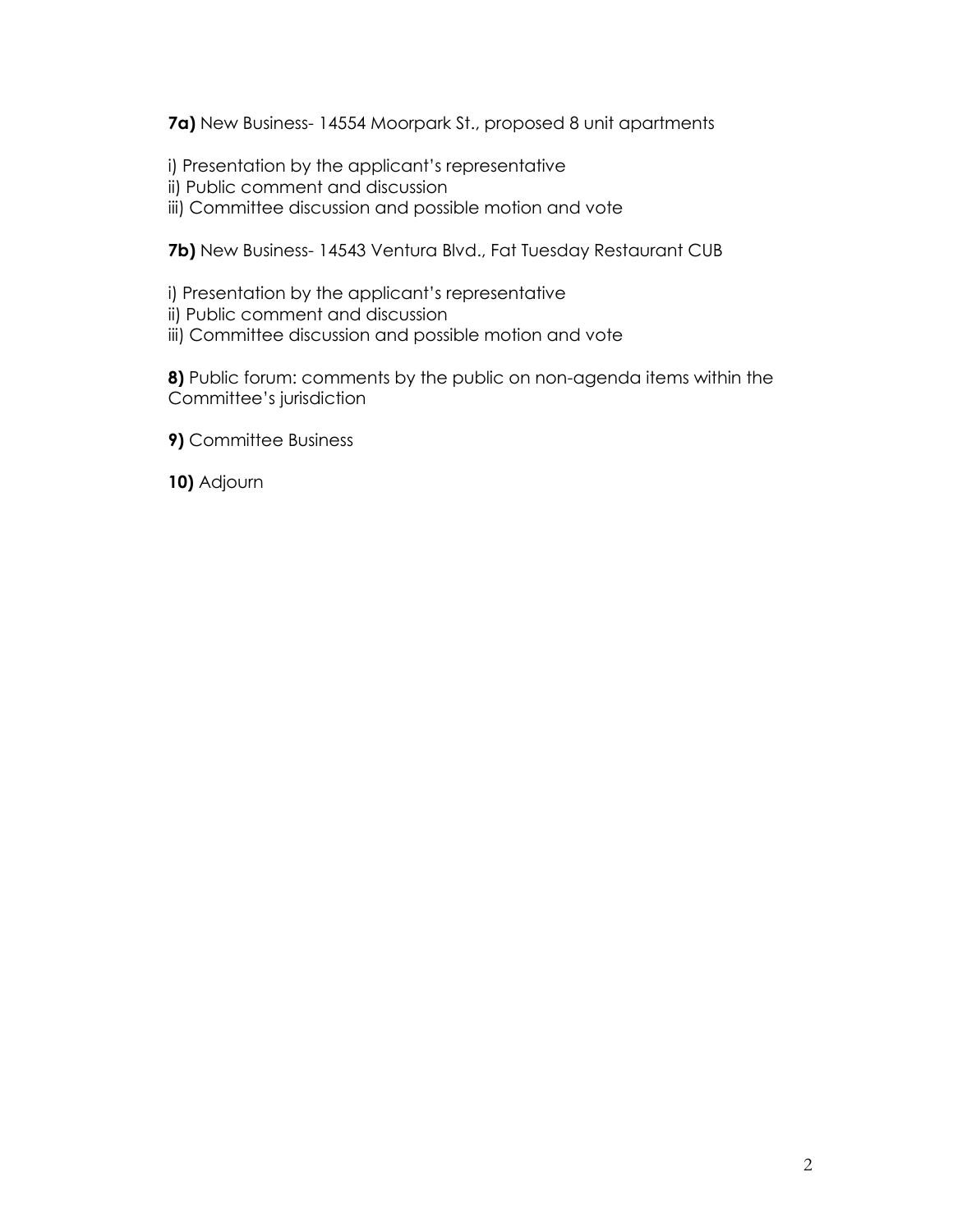**7a)** New Business- 14554 Moorpark St., proposed 8 unit apartments

i) Presentation by the applicant's representative
ii) Public comment and discussion
iii) Committee discussion and possible motion and vote

**7b)** New Business- 14543 Ventura Blvd., Fat Tuesday Restaurant CUB

i) Presentation by the applicant's representative
ii) Public comment and discussion
iii) Committee discussion and possible motion and vote

**8)** Public forum: comments by the public on non-agenda items within the Committee's jurisdiction

**9)** Committee Business

**10)** Adjourn